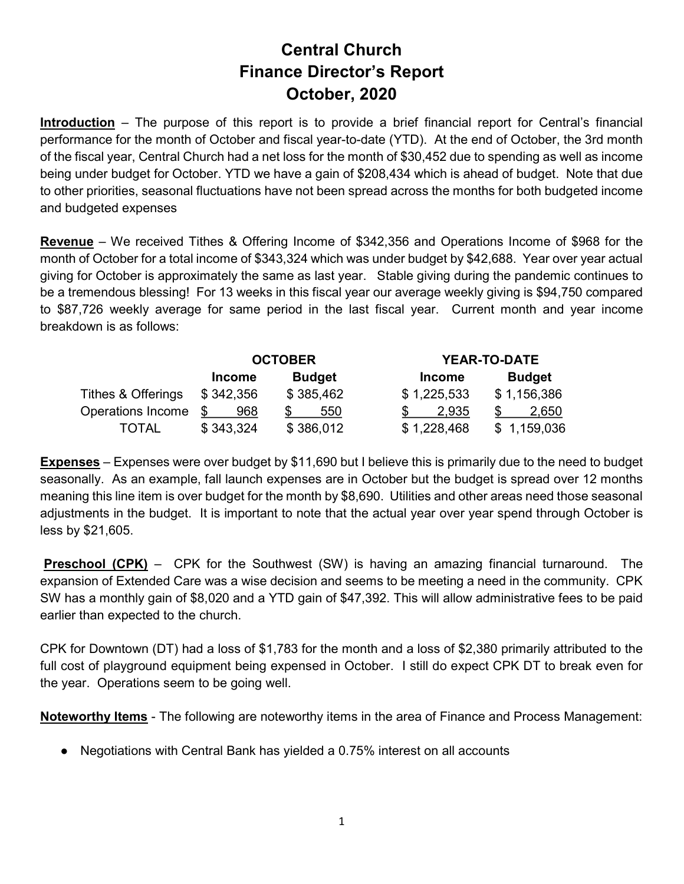# Central Church
# Finance Director's Report
# October, 2020

**Introduction** – The purpose of this report is to provide a brief financial report for Central's financial performance for the month of October and fiscal year-to-date (YTD). At the end of October, the 3rd month of the fiscal year, Central Church had a net loss for the month of $30,452 due to spending as well as income being under budget for October. YTD we have a gain of $208,434 which is ahead of budget. Note that due to other priorities, seasonal fluctuations have not been spread across the months for both budgeted income and budgeted expenses

**Revenue** – We received Tithes & Offering Income of $342,356 and Operations Income of $968 for the month of October for a total income of $343,324 which was under budget by $42,688. Year over year actual giving for October is approximately the same as last year. Stable giving during the pandemic continues to be a tremendous blessing! For 13 weeks in this fiscal year our average weekly giving is $94,750 compared to $87,726 weekly average for same period in the last fiscal year. Current month and year income breakdown is as follows:

| | OCTOBER | | YEAR-TO-DATE | |
|---|---|---|---|---|
| | **Income** | **Budget** | **Income** | **Budget** |
| Tithes & Offerings | $ 342,356 | $ 385,462 | $ 1,225,533 | $ 1,156,386 |
| Operations Income | $ 968 | $ 550 | $ 2,935 | $ 2,650 |
| TOTAL | $ 343,324 | $ 386,012 | $ 1,228,468 | $ 1,159,036 |

**Expenses** – Expenses were over budget by $11,690 but I believe this is primarily due to the need to budget seasonally. As an example, fall launch expenses are in October but the budget is spread over 12 months meaning this line item is over budget for the month by $8,690. Utilities and other areas need those seasonal adjustments in the budget. It is important to note that the actual year over year spend through October is less by $21,605.

**Preschool (CPK)** – CPK for the Southwest (SW) is having an amazing financial turnaround. The expansion of Extended Care was a wise decision and seems to be meeting a need in the community. CPK SW has a monthly gain of $8,020 and a YTD gain of $47,392. This will allow administrative fees to be paid earlier than expected to the church.

CPK for Downtown (DT) had a loss of $1,783 for the month and a loss of $2,380 primarily attributed to the full cost of playground equipment being expensed in October. I still do expect CPK DT to break even for the year. Operations seem to be going well.

**Noteworthy Items** - The following are noteworthy items in the area of Finance and Process Management:

- Negotiations with Central Bank has yielded a 0.75% interest on all accounts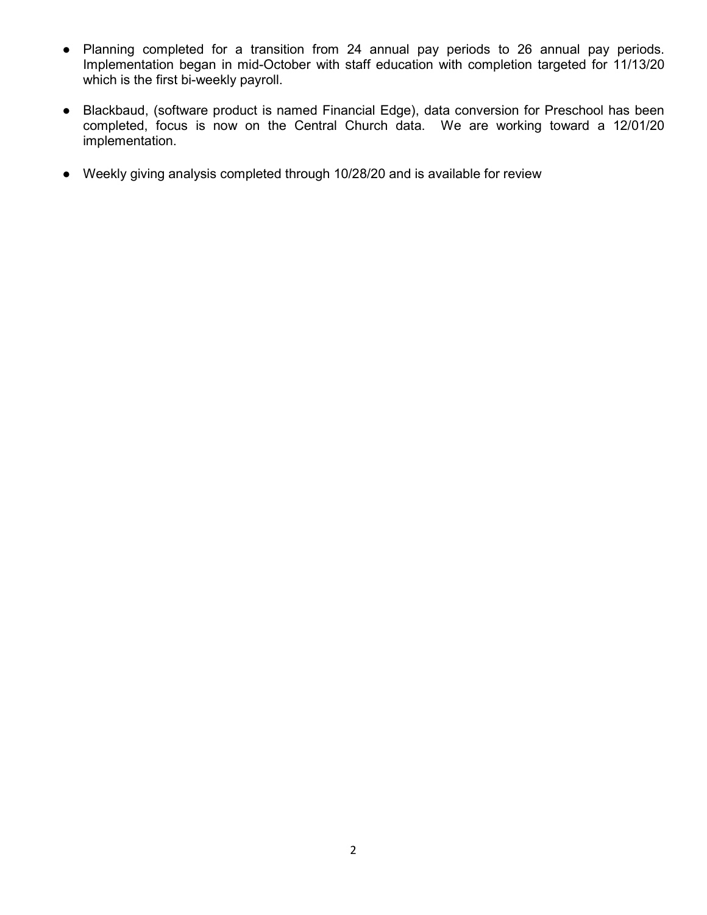- Planning completed for a transition from 24 annual pay periods to 26 annual pay periods. Implementation began in mid-October with staff education with completion targeted for 11/13/20 which is the first bi-weekly payroll.

- Blackbaud, (software product is named Financial Edge), data conversion for Preschool has been completed, focus is now on the Central Church data. We are working toward a 12/01/20 implementation.

- Weekly giving analysis completed through 10/28/20 and is available for review